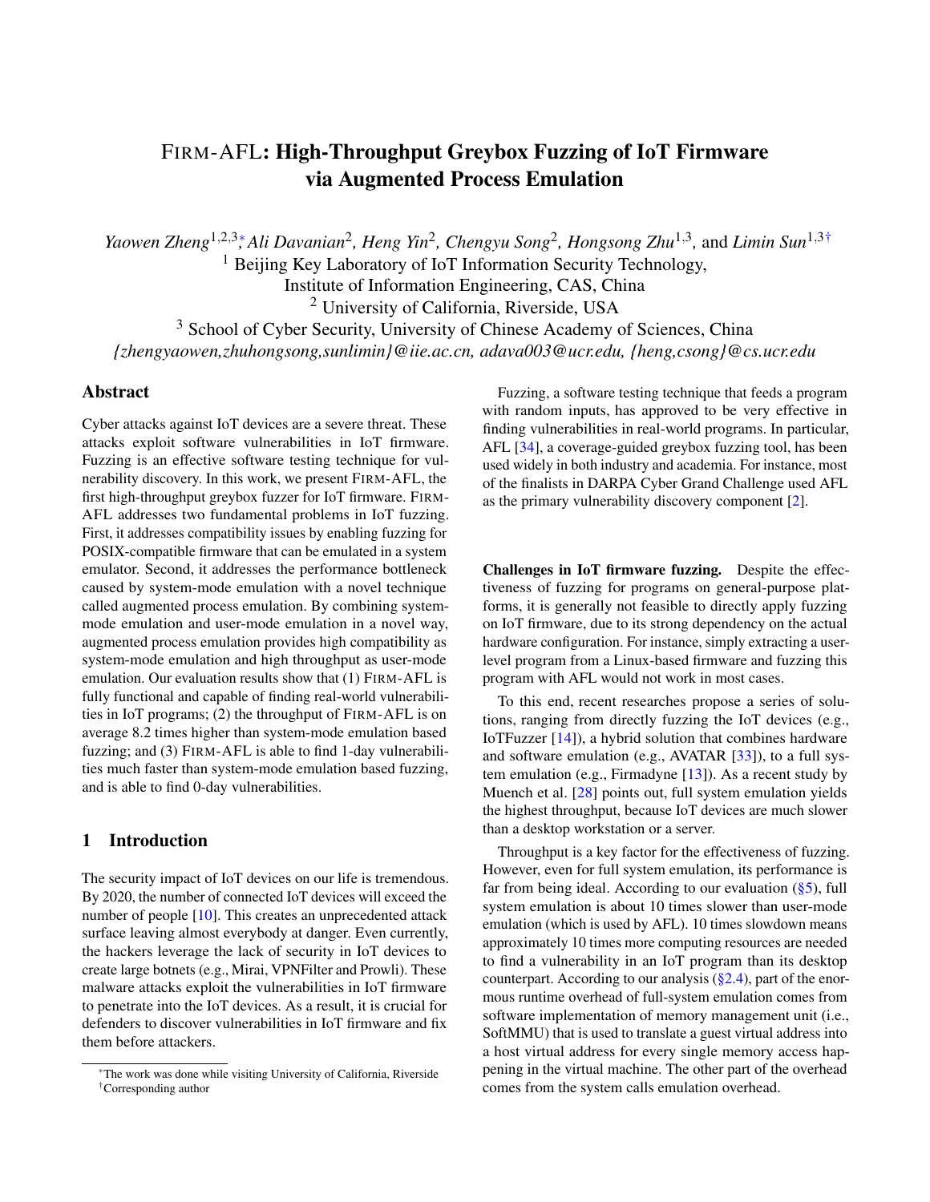# FIRM-AFL: High-Throughput Greybox Fuzzing of IoT Firmware via Augmented Process Emulation

*Yaowen Zheng*[1,2,3*], *Ali Davanian*[2], *Heng Yin*[2], *Chengyu Song*[2], *Hongsong Zhu*[1,3], and *Limin Sun*[1,3†]

[1] Beijing Key Laboratory of IoT Information Security Technology, Institute of Information Engineering, CAS, China

[2] University of California, Riverside, USA

[3] School of Cyber Security, University of Chinese Academy of Sciences, China

*{zhengyaowen,zhuhongsong,sunlimin}@iie.ac.cn, adava003@ucr.edu, {heng,csong}@cs.ucr.edu*

## Abstract

Cyber attacks against IoT devices are a severe threat. These attacks exploit software vulnerabilities in IoT firmware. Fuzzing is an effective software testing technique for vulnerability discovery. In this work, we present FIRM-AFL, the first high-throughput greybox fuzzer for IoT firmware. FIRM-AFL addresses two fundamental problems in IoT fuzzing. First, it addresses compatibility issues by enabling fuzzing for POSIX-compatible firmware that can be emulated in a system emulator. Second, it addresses the performance bottleneck caused by system-mode emulation with a novel technique called augmented process emulation. By combining system-mode emulation and user-mode emulation in a novel way, augmented process emulation provides high compatibility as system-mode emulation and high throughput as user-mode emulation. Our evaluation results show that (1) FIRM-AFL is fully functional and capable of finding real-world vulnerabilities in IoT programs; (2) the throughput of FIRM-AFL is on average 8.2 times higher than system-mode emulation based fuzzing; and (3) FIRM-AFL is able to find 1-day vulnerabilities much faster than system-mode emulation based fuzzing, and is able to find 0-day vulnerabilities.

## 1 Introduction

The security impact of IoT devices on our life is tremendous. By 2020, the number of connected IoT devices will exceed the number of people [10]. This creates an unprecedented attack surface leaving almost everybody at danger. Even currently, the hackers leverage the lack of security in IoT devices to create large botnets (e.g., Mirai, VPNFilter and Prowli). These malware attacks exploit the vulnerabilities in IoT firmware to penetrate into the IoT devices. As a result, it is crucial for defenders to discover vulnerabilities in IoT firmware and fix them before attackers.

Fuzzing, a software testing technique that feeds a program with random inputs, has approved to be very effective in finding vulnerabilities in real-world programs. In particular, AFL [34], a coverage-guided greybox fuzzing tool, has been used widely in both industry and academia. For instance, most of the finalists in DARPA Cyber Grand Challenge used AFL as the primary vulnerability discovery component [2].

**Challenges in IoT firmware fuzzing.** Despite the effectiveness of fuzzing for programs on general-purpose platforms, it is generally not feasible to directly apply fuzzing on IoT firmware, due to its strong dependency on the actual hardware configuration. For instance, simply extracting a user-level program from a Linux-based firmware and fuzzing this program with AFL would not work in most cases.

To this end, recent researches propose a series of solutions, ranging from directly fuzzing the IoT devices (e.g., IoTFuzzer [14]), a hybrid solution that combines hardware and software emulation (e.g., AVATAR [33]), to a full system emulation (e.g., Firmadyne [13]). As a recent study by Muench et al. [28] points out, full system emulation yields the highest throughput, because IoT devices are much slower than a desktop workstation or a server.

Throughput is a key factor for the effectiveness of fuzzing. However, even for full system emulation, its performance is far from being ideal. According to our evaluation (§5), full system emulation is about 10 times slower than user-mode emulation (which is used by AFL). 10 times slowdown means approximately 10 times more computing resources are needed to find a vulnerability in an IoT program than its desktop counterpart. According to our analysis (§2.4), part of the enormous runtime overhead of full-system emulation comes from software implementation of memory management unit (i.e., SoftMMU) that is used to translate a guest virtual address into a host virtual address for every single memory access happening in the virtual machine. The other part of the overhead comes from the system calls emulation overhead.

*The work was done while visiting University of California, Riverside

†Corresponding author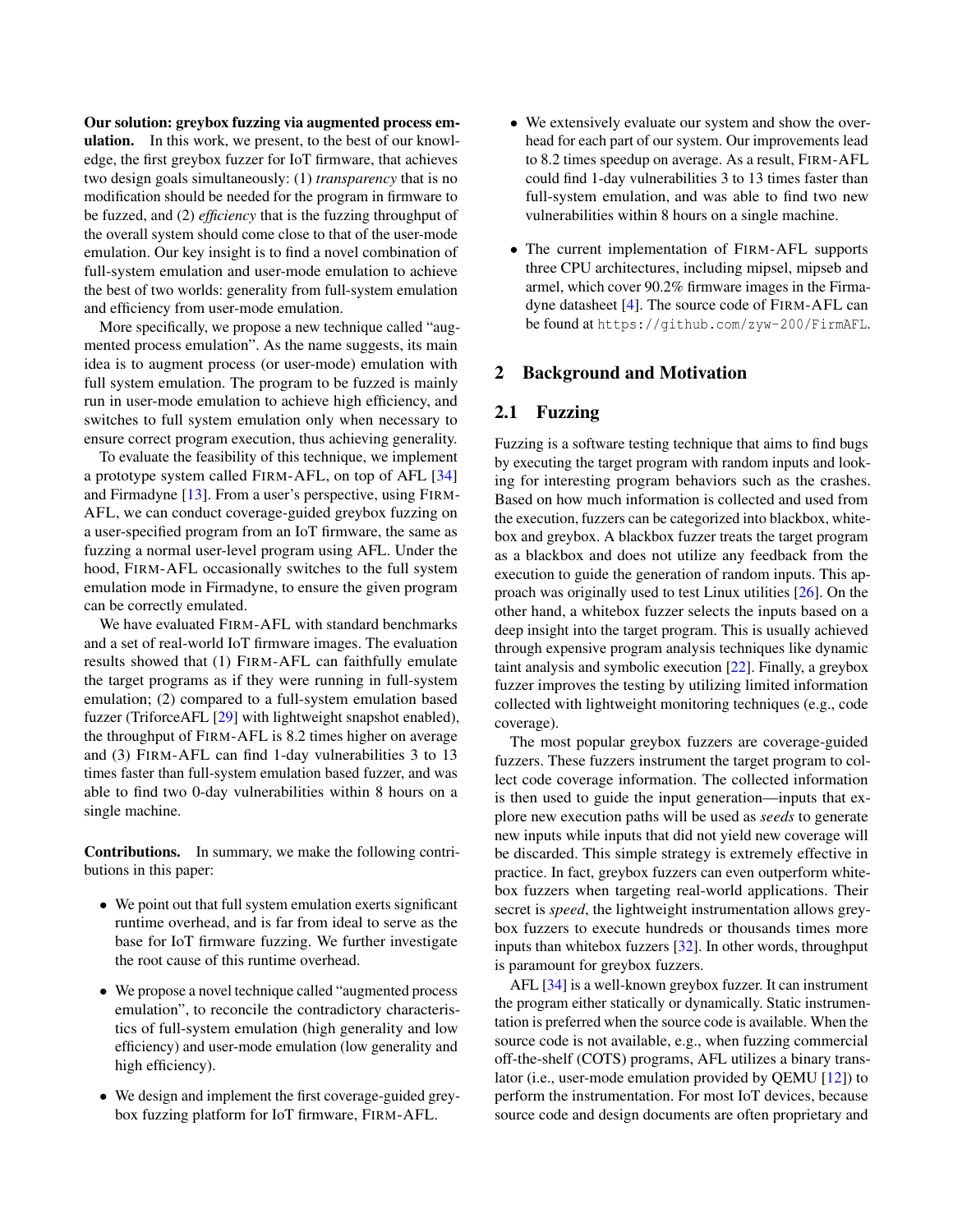**Our solution: greybox fuzzing via augmented process emulation.** In this work, we present, to the best of our knowledge, the first greybox fuzzer for IoT firmware, that achieves two design goals simultaneously: (1) *transparency* that is no modification should be needed for the program in firmware to be fuzzed, and (2) *efficiency* that is the fuzzing throughput of the overall system should come close to that of the user-mode emulation. Our key insight is to find a novel combination of full-system emulation and user-mode emulation to achieve the best of two worlds: generality from full-system emulation and efficiency from user-mode emulation.

More specifically, we propose a new technique called "augmented process emulation". As the name suggests, its main idea is to augment process (or user-mode) emulation with full system emulation. The program to be fuzzed is mainly run in user-mode emulation to achieve high efficiency, and switches to full system emulation only when necessary to ensure correct program execution, thus achieving generality.

To evaluate the feasibility of this technique, we implement a prototype system called FIRM-AFL, on top of AFL [34] and Firmadyne [13]. From a user's perspective, using FIRM-AFL, we can conduct coverage-guided greybox fuzzing on a user-specified program from an IoT firmware, the same as fuzzing a normal user-level program using AFL. Under the hood, FIRM-AFL occasionally switches to the full system emulation mode in Firmadyne, to ensure the given program can be correctly emulated.

We have evaluated FIRM-AFL with standard benchmarks and a set of real-world IoT firmware images. The evaluation results showed that (1) FIRM-AFL can faithfully emulate the target programs as if they were running in full-system emulation; (2) compared to a full-system emulation based fuzzer (TriforceAFL [29] with lightweight snapshot enabled), the throughput of FIRM-AFL is 8.2 times higher on average and (3) FIRM-AFL can find 1-day vulnerabilities 3 to 13 times faster than full-system emulation based fuzzer, and was able to find two 0-day vulnerabilities within 8 hours on a single machine.

**Contributions.** In summary, we make the following contributions in this paper:

- We point out that full system emulation exerts significant runtime overhead, and is far from ideal to serve as the base for IoT firmware fuzzing. We further investigate the root cause of this runtime overhead.
- We propose a novel technique called "augmented process emulation", to reconcile the contradictory characteristics of full-system emulation (high generality and low efficiency) and user-mode emulation (low generality and high efficiency).
- We design and implement the first coverage-guided greybox fuzzing platform for IoT firmware, FIRM-AFL.
- We extensively evaluate our system and show the overhead for each part of our system. Our improvements lead to 8.2 times speedup on average. As a result, FIRM-AFL could find 1-day vulnerabilities 3 to 13 times faster than full-system emulation, and was able to find two new vulnerabilities within 8 hours on a single machine.
- The current implementation of FIRM-AFL supports three CPU architectures, including mipsel, mipseb and armel, which cover 90.2% firmware images in the Firmadyne datasheet [4]. The source code of FIRM-AFL can be found at `https://github.com/zyw-200/FirmAFL`.

## 2 Background and Motivation

### 2.1 Fuzzing

Fuzzing is a software testing technique that aims to find bugs by executing the target program with random inputs and looking for interesting program behaviors such as the crashes. Based on how much information is collected and used from the execution, fuzzers can be categorized into blackbox, whitebox and greybox. A blackbox fuzzer treats the target program as a blackbox and does not utilize any feedback from the execution to guide the generation of random inputs. This approach was originally used to test Linux utilities [26]. On the other hand, a whitebox fuzzer selects the inputs based on a deep insight into the target program. This is usually achieved through expensive program analysis techniques like dynamic taint analysis and symbolic execution [22]. Finally, a greybox fuzzer improves the testing by utilizing limited information collected with lightweight monitoring techniques (e.g., code coverage).

The most popular greybox fuzzers are coverage-guided fuzzers. These fuzzers instrument the target program to collect code coverage information. The collected information is then used to guide the input generation—inputs that explore new execution paths will be used as *seeds* to generate new inputs while inputs that did not yield new coverage will be discarded. This simple strategy is extremely effective in practice. In fact, greybox fuzzers can even outperform whitebox fuzzers when targeting real-world applications. Their secret is *speed*, the lightweight instrumentation allows greybox fuzzers to execute hundreds or thousands times more inputs than whitebox fuzzers [32]. In other words, throughput is paramount for greybox fuzzers.

AFL [34] is a well-known greybox fuzzer. It can instrument the program either statically or dynamically. Static instrumentation is preferred when the source code is available. When the source code is not available, e.g., when fuzzing commercial off-the-shelf (COTS) programs, AFL utilizes a binary translator (i.e., user-mode emulation provided by QEMU [12]) to perform the instrumentation. For most IoT devices, because source code and design documents are often proprietary and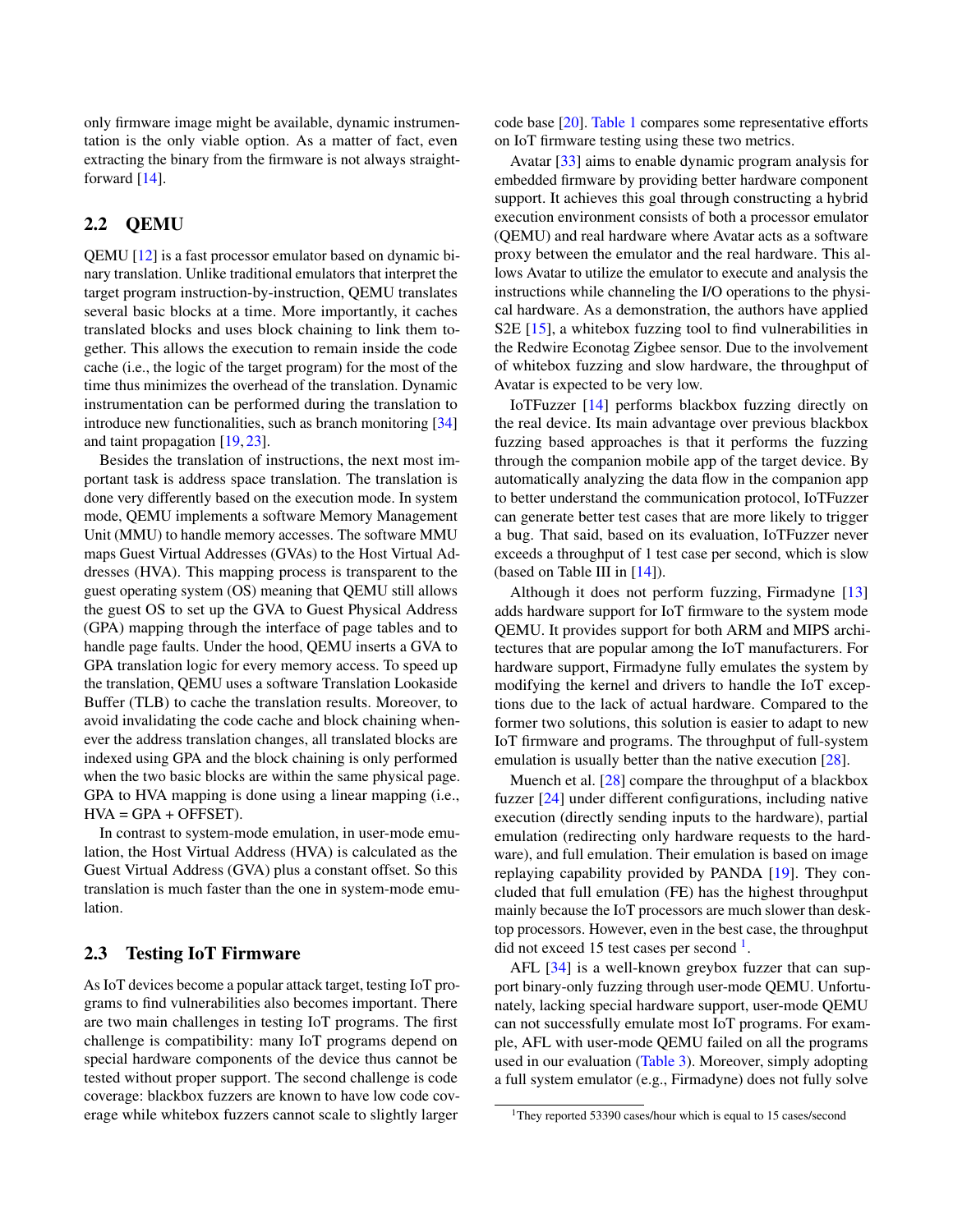only firmware image might be available, dynamic instrumentation is the only viable option. As a matter of fact, even extracting the binary from the firmware is not always straightforward [14].

## 2.2 QEMU

QEMU [12] is a fast processor emulator based on dynamic binary translation. Unlike traditional emulators that interpret the target program instruction-by-instruction, QEMU translates several basic blocks at a time. More importantly, it caches translated blocks and uses block chaining to link them together. This allows the execution to remain inside the code cache (i.e., the logic of the target program) for the most of the time thus minimizes the overhead of the translation. Dynamic instrumentation can be performed during the translation to introduce new functionalities, such as branch monitoring [34] and taint propagation [19, 23].

Besides the translation of instructions, the next most important task is address space translation. The translation is done very differently based on the execution mode. In system mode, QEMU implements a software Memory Management Unit (MMU) to handle memory accesses. The software MMU maps Guest Virtual Addresses (GVAs) to the Host Virtual Addresses (HVA). This mapping process is transparent to the guest operating system (OS) meaning that QEMU still allows the guest OS to set up the GVA to Guest Physical Address (GPA) mapping through the interface of page tables and to handle page faults. Under the hood, QEMU inserts a GVA to GPA translation logic for every memory access. To speed up the translation, QEMU uses a software Translation Lookaside Buffer (TLB) to cache the translation results. Moreover, to avoid invalidating the code cache and block chaining whenever the address translation changes, all translated blocks are indexed using GPA and the block chaining is only performed when the two basic blocks are within the same physical page. GPA to HVA mapping is done using a linear mapping (i.e., HVA = GPA + OFFSET).

In contrast to system-mode emulation, in user-mode emulation, the Host Virtual Address (HVA) is calculated as the Guest Virtual Address (GVA) plus a constant offset. So this translation is much faster than the one in system-mode emulation.

## 2.3 Testing IoT Firmware

As IoT devices become a popular attack target, testing IoT programs to find vulnerabilities also becomes important. There are two main challenges in testing IoT programs. The first challenge is compatibility: many IoT programs depend on special hardware components of the device thus cannot be tested without proper support. The second challenge is code coverage: blackbox fuzzers are known to have low code coverage while whitebox fuzzers cannot scale to slightly larger code base [20]. Table 1 compares some representative efforts on IoT firmware testing using these two metrics.

Avatar [33] aims to enable dynamic program analysis for embedded firmware by providing better hardware component support. It achieves this goal through constructing a hybrid execution environment consists of both a processor emulator (QEMU) and real hardware where Avatar acts as a software proxy between the emulator and the real hardware. This allows Avatar to utilize the emulator to execute and analysis the instructions while channeling the I/O operations to the physical hardware. As a demonstration, the authors have applied S2E [15], a whitebox fuzzing tool to find vulnerabilities in the Redwire Econotag Zigbee sensor. Due to the involvement of whitebox fuzzing and slow hardware, the throughput of Avatar is expected to be very low.

IoTFuzzer [14] performs blackbox fuzzing directly on the real device. Its main advantage over previous blackbox fuzzing based approaches is that it performs the fuzzing through the companion mobile app of the target device. By automatically analyzing the data flow in the companion app to better understand the communication protocol, IoTFuzzer can generate better test cases that are more likely to trigger a bug. That said, based on its evaluation, IoTFuzzer never exceeds a throughput of 1 test case per second, which is slow (based on Table III in [14]).

Although it does not perform fuzzing, Firmadyne [13] adds hardware support for IoT firmware to the system mode QEMU. It provides support for both ARM and MIPS architectures that are popular among the IoT manufacturers. For hardware support, Firmadyne fully emulates the system by modifying the kernel and drivers to handle the IoT exceptions due to the lack of actual hardware. Compared to the former two solutions, this solution is easier to adapt to new IoT firmware and programs. The throughput of full-system emulation is usually better than the native execution [28].

Muench et al. [28] compare the throughput of a blackbox fuzzer [24] under different configurations, including native execution (directly sending inputs to the hardware), partial emulation (redirecting only hardware requests to the hardware), and full emulation. Their emulation is based on image replaying capability provided by PANDA [19]. They concluded that full emulation (FE) has the highest throughput mainly because the IoT processors are much slower than desktop processors. However, even in the best case, the throughput did not exceed 15 test cases per second [1].

AFL [34] is a well-known greybox fuzzer that can support binary-only fuzzing through user-mode QEMU. Unfortunately, lacking special hardware support, user-mode QEMU can not successfully emulate most IoT programs. For example, AFL with user-mode QEMU failed on all the programs used in our evaluation (Table 3). Moreover, simply adopting a full system emulator (e.g., Firmadyne) does not fully solve

[1] They reported 53390 cases/hour which is equal to 15 cases/second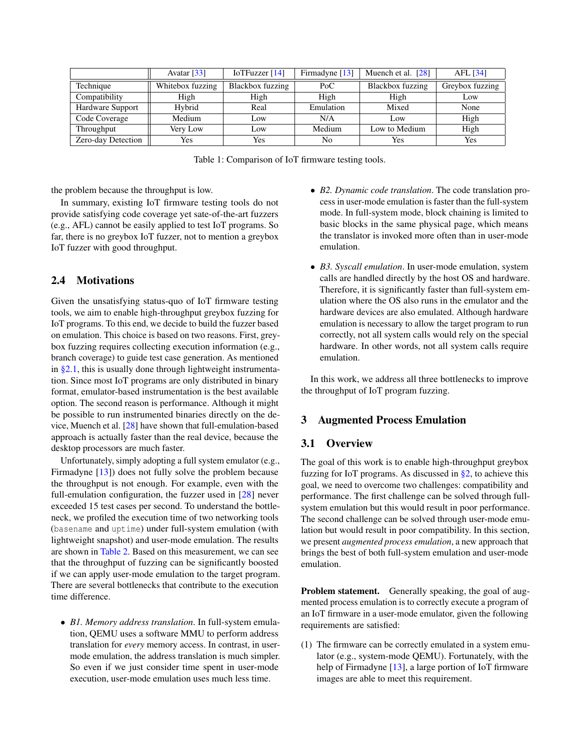| | Avatar [33] | IoTFuzzer [14] | Firmadyne [13] | Muench et al. [28] | AFL [34] |
|---|---|---|---|---|---|
| Technique | Whitebox fuzzing | Blackbox fuzzing | PoC | Blackbox fuzzing | Greybox fuzzing |
| Compatibility | High | High | High | High | Low |
| Hardware Support | Hybrid | Real | Emulation | Mixed | None |
| Code Coverage | Medium | Low | N/A | Low | High |
| Throughput | Very Low | Low | Medium | Low to Medium | High |
| Zero-day Detection | Yes | Yes | No | Yes | Yes |

Table 1: Comparison of IoT firmware testing tools.

the problem because the throughput is low.

In summary, existing IoT firmware testing tools do not provide satisfying code coverage yet sate-of-the-art fuzzers (e.g., AFL) cannot be easily applied to test IoT programs. So far, there is no greybox IoT fuzzer, not to mention a greybox IoT fuzzer with good throughput.

### 2.4 Motivations

Given the unsatisfying status-quo of IoT firmware testing tools, we aim to enable high-throughput greybox fuzzing for IoT programs. To this end, we decide to build the fuzzer based on emulation. This choice is based on two reasons. First, greybox fuzzing requires collecting execution information (e.g., branch coverage) to guide test case generation. As mentioned in §2.1, this is usually done through lightweight instrumentation. Since most IoT programs are only distributed in binary format, emulator-based instrumentation is the best available option. The second reason is performance. Although it might be possible to run instrumented binaries directly on the device, Muench et al. [28] have shown that full-emulation-based approach is actually faster than the real device, because the desktop processors are much faster.

Unfortunately, simply adopting a full system emulator (e.g., Firmadyne [13]) does not fully solve the problem because the throughput is not enough. For example, even with the full-emulation configuration, the fuzzer used in [28] never exceeded 15 test cases per second. To understand the bottleneck, we profiled the execution time of two networking tools (`basename` and `uptime`) under full-system emulation (with lightweight snapshot) and user-mode emulation. The results are shown in Table 2. Based on this measurement, we can see that the throughput of fuzzing can be significantly boosted if we can apply user-mode emulation to the target program. There are several bottlenecks that contribute to the execution time difference.

- *B1. Memory address translation*. In full-system emulation, QEMU uses a software MMU to perform address translation for *every* memory access. In contrast, in user-mode emulation, the address translation is much simpler. So even if we just consider time spent in user-mode execution, user-mode emulation uses much less time.
- *B2. Dynamic code translation*. The code translation process in user-mode emulation is faster than the full-system mode. In full-system mode, block chaining is limited to basic blocks in the same physical page, which means the translator is invoked more often than in user-mode emulation.
- *B3. Syscall emulation*. In user-mode emulation, system calls are handled directly by the host OS and hardware. Therefore, it is significantly faster than full-system emulation where the OS also runs in the emulator and the hardware devices are also emulated. Although hardware emulation is necessary to allow the target program to run correctly, not all system calls would rely on the special hardware. In other words, not all system calls require emulation.

In this work, we address all three bottlenecks to improve the throughput of IoT program fuzzing.

## 3 Augmented Process Emulation

### 3.1 Overview

The goal of this work is to enable high-throughput greybox fuzzing for IoT programs. As discussed in §2, to achieve this goal, we need to overcome two challenges: compatibility and performance. The first challenge can be solved through full-system emulation but this would result in poor performance. The second challenge can be solved through user-mode emulation but would result in poor compatibility. In this section, we present *augmented process emulation*, a new approach that brings the best of both full-system emulation and user-mode emulation.

**Problem statement.** Generally speaking, the goal of augmented process emulation is to correctly execute a program of an IoT firmware in a user-mode emulator, given the following requirements are satisfied:

(1) The firmware can be correctly emulated in a system emulator (e.g., system-mode QEMU). Fortunately, with the help of Firmadyne [13], a large portion of IoT firmware images are able to meet this requirement.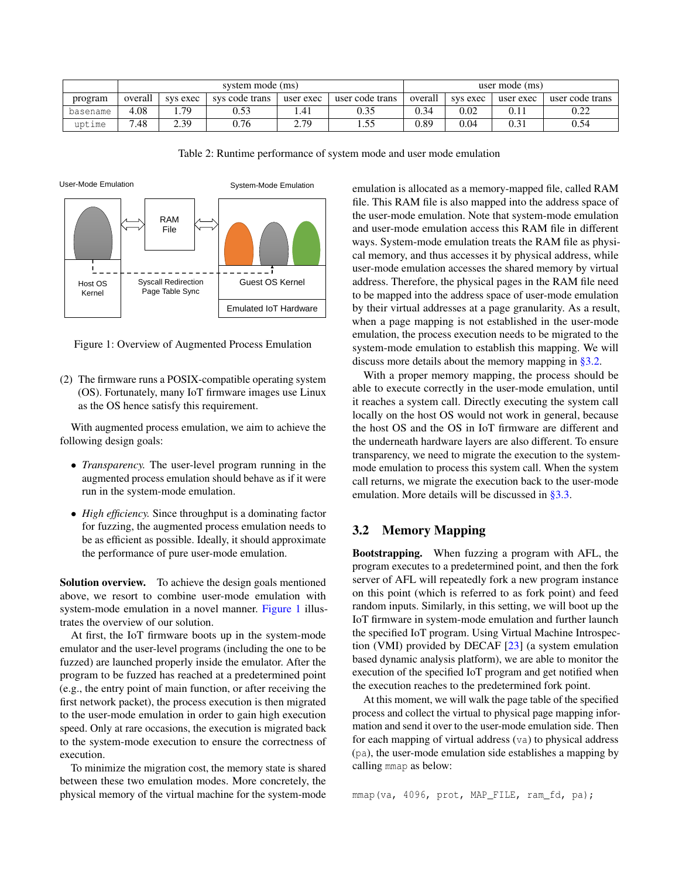| program | system mode (ms) | | | | | user mode (ms) | | | |
|---|---|---|---|---|---|---|---|---|---|
| | overall | sys exec | sys code trans | user exec | user code trans | overall | sys exec | user exec | user code trans |
| `basename` | 4.08 | 1.79 | 0.53 | 1.41 | 0.35 | 0.34 | 0.02 | 0.11 | 0.22 |
| `uptime` | 7.48 | 2.39 | 0.76 | 2.79 | 1.55 | 0.89 | 0.04 | 0.31 | 0.54 |

Table 2: Runtime performance of system mode and user mode emulation

Figure 1: Overview of Augmented Process Emulation

(2) The firmware runs a POSIX-compatible operating system (OS). Fortunately, many IoT firmware images use Linux as the OS hence satisfy this requirement.

With augmented process emulation, we aim to achieve the following design goals:

- *Transparency.* The user-level program running in the augmented process emulation should behave as if it were run in the system-mode emulation.
- *High efficiency.* Since throughput is a dominating factor for fuzzing, the augmented process emulation needs to be as efficient as possible. Ideally, it should approximate the performance of pure user-mode emulation.

**Solution overview.** To achieve the design goals mentioned above, we resort to combine user-mode emulation with system-mode emulation in a novel manner. Figure 1 illustrates the overview of our solution.

At first, the IoT firmware boots up in the system-mode emulator and the user-level programs (including the one to be fuzzed) are launched properly inside the emulator. After the program to be fuzzed has reached at a predetermined point (e.g., the entry point of main function, or after receiving the first network packet), the process execution is then migrated to the user-mode emulation in order to gain high execution speed. Only at rare occasions, the execution is migrated back to the system-mode execution to ensure the correctness of execution.

To minimize the migration cost, the memory state is shared between these two emulation modes. More concretely, the physical memory of the virtual machine for the system-mode emulation is allocated as a memory-mapped file, called RAM file. This RAM file is also mapped into the address space of the user-mode emulation. Note that system-mode emulation and user-mode emulation access this RAM file in different ways. System-mode emulation treats the RAM file as physical memory, and thus accesses it by physical address, while user-mode emulation accesses the shared memory by virtual address. Therefore, the physical pages in the RAM file need to be mapped into the address space of user-mode emulation by their virtual addresses at a page granularity. As a result, when a page mapping is not established in the user-mode emulation, the process execution needs to be migrated to the system-mode emulation to establish this mapping. We will discuss more details about the memory mapping in §3.2.

With a proper memory mapping, the process should be able to execute correctly in the user-mode emulation, until it reaches a system call. Directly executing the system call locally on the host OS would not work in general, because the host OS and the OS in IoT firmware are different and the underneath hardware layers are also different. To ensure transparency, we need to migrate the execution to the system-mode emulation to process this system call. When the system call returns, we migrate the execution back to the user-mode emulation. More details will be discussed in §3.3.

## 3.2 Memory Mapping

**Bootstrapping.** When fuzzing a program with AFL, the program executes to a predetermined point, and then the fork server of AFL will repeatedly fork a new program instance on this point (which is referred to as fork point) and feed random inputs. Similarly, in this setting, we will boot up the IoT firmware in system-mode emulation and further launch the specified IoT program. Using Virtual Machine Introspection (VMI) provided by DECAF [23] (a system emulation based dynamic analysis platform), we are able to monitor the execution of the specified IoT program and get notified when the execution reaches to the predetermined fork point.

At this moment, we will walk the page table of the specified process and collect the virtual to physical page mapping information and send it over to the user-mode emulation side. Then for each mapping of virtual address (`va`) to physical address (`pa`), the user-mode emulation side establishes a mapping by calling `mmap` as below:

```
mmap(va, 4096, prot, MAP_FILE, ram_fd, pa);
```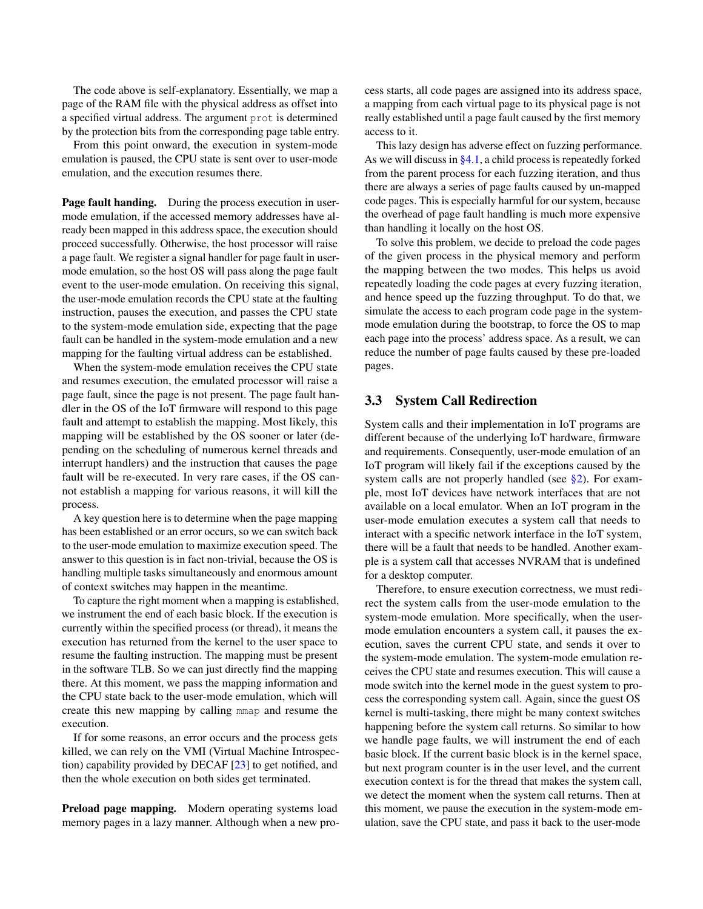The code above is self-explanatory. Essentially, we map a page of the RAM file with the physical address as offset into a specified virtual address. The argument `prot` is determined by the protection bits from the corresponding page table entry.

From this point onward, the execution in system-mode emulation is paused, the CPU state is sent over to user-mode emulation, and the execution resumes there.

**Page fault handing.** During the process execution in user-mode emulation, if the accessed memory addresses have already been mapped in this address space, the execution should proceed successfully. Otherwise, the host processor will raise a page fault. We register a signal handler for page fault in user-mode emulation, so the host OS will pass along the page fault event to the user-mode emulation. On receiving this signal, the user-mode emulation records the CPU state at the faulting instruction, pauses the execution, and passes the CPU state to the system-mode emulation side, expecting that the page fault can be handled in the system-mode emulation and a new mapping for the faulting virtual address can be established.

When the system-mode emulation receives the CPU state and resumes execution, the emulated processor will raise a page fault, since the page is not present. The page fault handler in the OS of the IoT firmware will respond to this page fault and attempt to establish the mapping. Most likely, this mapping will be established by the OS sooner or later (depending on the scheduling of numerous kernel threads and interrupt handlers) and the instruction that causes the page fault will be re-executed. In very rare cases, if the OS cannot establish a mapping for various reasons, it will kill the process.

A key question here is to determine when the page mapping has been established or an error occurs, so we can switch back to the user-mode emulation to maximize execution speed. The answer to this question is in fact non-trivial, because the OS is handling multiple tasks simultaneously and enormous amount of context switches may happen in the meantime.

To capture the right moment when a mapping is established, we instrument the end of each basic block. If the execution is currently within the specified process (or thread), it means the execution has returned from the kernel to the user space to resume the faulting instruction. The mapping must be present in the software TLB. So we can just directly find the mapping there. At this moment, we pass the mapping information and the CPU state back to the user-mode emulation, which will create this new mapping by calling `mmap` and resume the execution.

If for some reasons, an error occurs and the process gets killed, we can rely on the VMI (Virtual Machine Introspection) capability provided by DECAF [23] to get notified, and then the whole execution on both sides get terminated.

**Preload page mapping.** Modern operating systems load memory pages in a lazy manner. Although when a new process starts, all code pages are assigned into its address space, a mapping from each virtual page to its physical page is not really established until a page fault caused by the first memory access to it.

This lazy design has adverse effect on fuzzing performance. As we will discuss in §4.1, a child process is repeatedly forked from the parent process for each fuzzing iteration, and thus there are always a series of page faults caused by un-mapped code pages. This is especially harmful for our system, because the overhead of page fault handling is much more expensive than handling it locally on the host OS.

To solve this problem, we decide to preload the code pages of the given process in the physical memory and perform the mapping between the two modes. This helps us avoid repeatedly loading the code pages at every fuzzing iteration, and hence speed up the fuzzing throughput. To do that, we simulate the access to each program code page in the system-mode emulation during the bootstrap, to force the OS to map each page into the process' address space. As a result, we can reduce the number of page faults caused by these pre-loaded pages.

## 3.3 System Call Redirection

System calls and their implementation in IoT programs are different because of the underlying IoT hardware, firmware and requirements. Consequently, user-mode emulation of an IoT program will likely fail if the exceptions caused by the system calls are not properly handled (see §2). For example, most IoT devices have network interfaces that are not available on a local emulator. When an IoT program in the user-mode emulation executes a system call that needs to interact with a specific network interface in the IoT system, there will be a fault that needs to be handled. Another example is a system call that accesses NVRAM that is undefined for a desktop computer.

Therefore, to ensure execution correctness, we must redirect the system calls from the user-mode emulation to the system-mode emulation. More specifically, when the user-mode emulation encounters a system call, it pauses the execution, saves the current CPU state, and sends it over to the system-mode emulation. The system-mode emulation receives the CPU state and resumes execution. This will cause a mode switch into the kernel mode in the guest system to process the corresponding system call. Again, since the guest OS kernel is multi-tasking, there might be many context switches happening before the system call returns. So similar to how we handle page faults, we will instrument the end of each basic block. If the current basic block is in the kernel space, but next program counter is in the user level, and the current execution context is for the thread that makes the system call, we detect the moment when the system call returns. Then at this moment, we pause the execution in the system-mode emulation, save the CPU state, and pass it back to the user-mode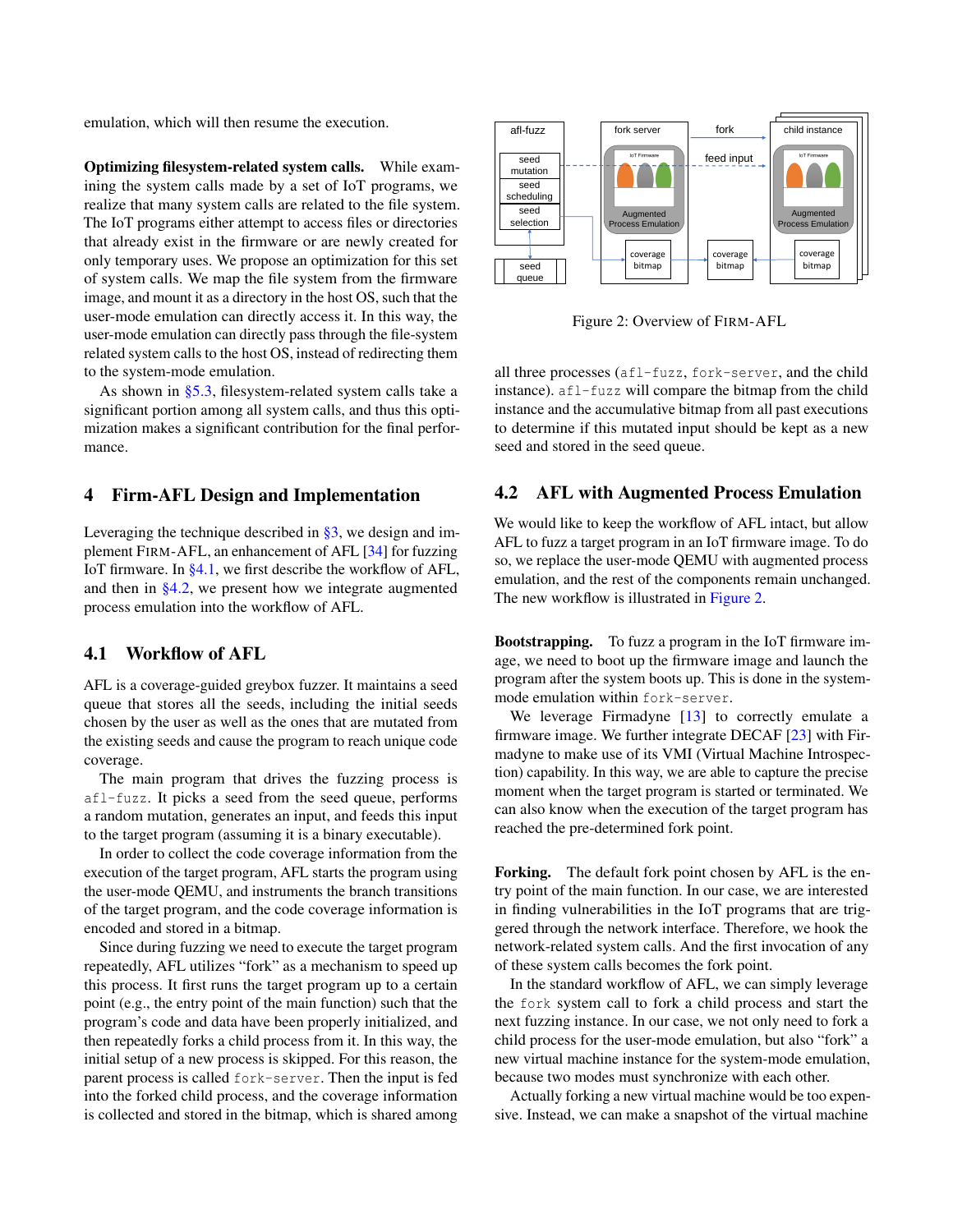emulation, which will then resume the execution.

**Optimizing filesystem-related system calls.** While examining the system calls made by a set of IoT programs, we realize that many system calls are related to the file system. The IoT programs either attempt to access files or directories that already exist in the firmware or are newly created for only temporary uses. We propose an optimization for this set of system calls. We map the file system from the firmware image, and mount it as a directory in the host OS, such that the user-mode emulation can directly access it. In this way, the user-mode emulation can directly pass through the file-system related system calls to the host OS, instead of redirecting them to the system-mode emulation.

As shown in §5.3, filesystem-related system calls take a significant portion among all system calls, and thus this optimization makes a significant contribution for the final performance.

## 4 Firm-AFL Design and Implementation

Leveraging the technique described in §3, we design and implement FIRM-AFL, an enhancement of AFL [34] for fuzzing IoT firmware. In §4.1, we first describe the workflow of AFL, and then in §4.2, we present how we integrate augmented process emulation into the workflow of AFL.

### 4.1 Workflow of AFL

AFL is a coverage-guided greybox fuzzer. It maintains a seed queue that stores all the seeds, including the initial seeds chosen by the user as well as the ones that are mutated from the existing seeds and cause the program to reach unique code coverage.

The main program that drives the fuzzing process is `afl-fuzz`. It picks a seed from the seed queue, performs a random mutation, generates an input, and feeds this input to the target program (assuming it is a binary executable).

In order to collect the code coverage information from the execution of the target program, AFL starts the program using the user-mode QEMU, and instruments the branch transitions of the target program, and the code coverage information is encoded and stored in a bitmap.

Since during fuzzing we need to execute the target program repeatedly, AFL utilizes "fork" as a mechanism to speed up this process. It first runs the target program up to a certain point (e.g., the entry point of the main function) such that the program's code and data have been properly initialized, and then repeatedly forks a child process from it. In this way, the initial setup of a new process is skipped. For this reason, the parent process is called `fork-server`. Then the input is fed into the forked child process, and the coverage information is collected and stored in the bitmap, which is shared among all three processes (`afl-fuzz`, `fork-server`, and the child instance). `afl-fuzz` will compare the bitmap from the child instance and the accumulative bitmap from all past executions to determine if this mutated input should be kept as a new seed and stored in the seed queue.

Figure 2: Overview of FIRM-AFL

### 4.2 AFL with Augmented Process Emulation

We would like to keep the workflow of AFL intact, but allow AFL to fuzz a target program in an IoT firmware image. To do so, we replace the user-mode QEMU with augmented process emulation, and the rest of the components remain unchanged. The new workflow is illustrated in Figure 2.

**Bootstrapping.** To fuzz a program in the IoT firmware image, we need to boot up the firmware image and launch the program after the system boots up. This is done in the system-mode emulation within `fork-server`.

We leverage Firmadyne [13] to correctly emulate a firmware image. We further integrate DECAF [23] with Firmadyne to make use of its VMI (Virtual Machine Introspection) capability. In this way, we are able to capture the precise moment when the target program is started or terminated. We can also know when the execution of the target program has reached the pre-determined fork point.

**Forking.** The default fork point chosen by AFL is the entry point of the main function. In our case, we are interested in finding vulnerabilities in the IoT programs that are triggered through the network interface. Therefore, we hook the network-related system calls. And the first invocation of any of these system calls becomes the fork point.

In the standard workflow of AFL, we can simply leverage the `fork` system call to fork a child process and start the next fuzzing instance. In our case, we not only need to fork a child process for the user-mode emulation, but also "fork" a new virtual machine instance for the system-mode emulation, because two modes must synchronize with each other.

Actually forking a new virtual machine would be too expensive. Instead, we can make a snapshot of the virtual machine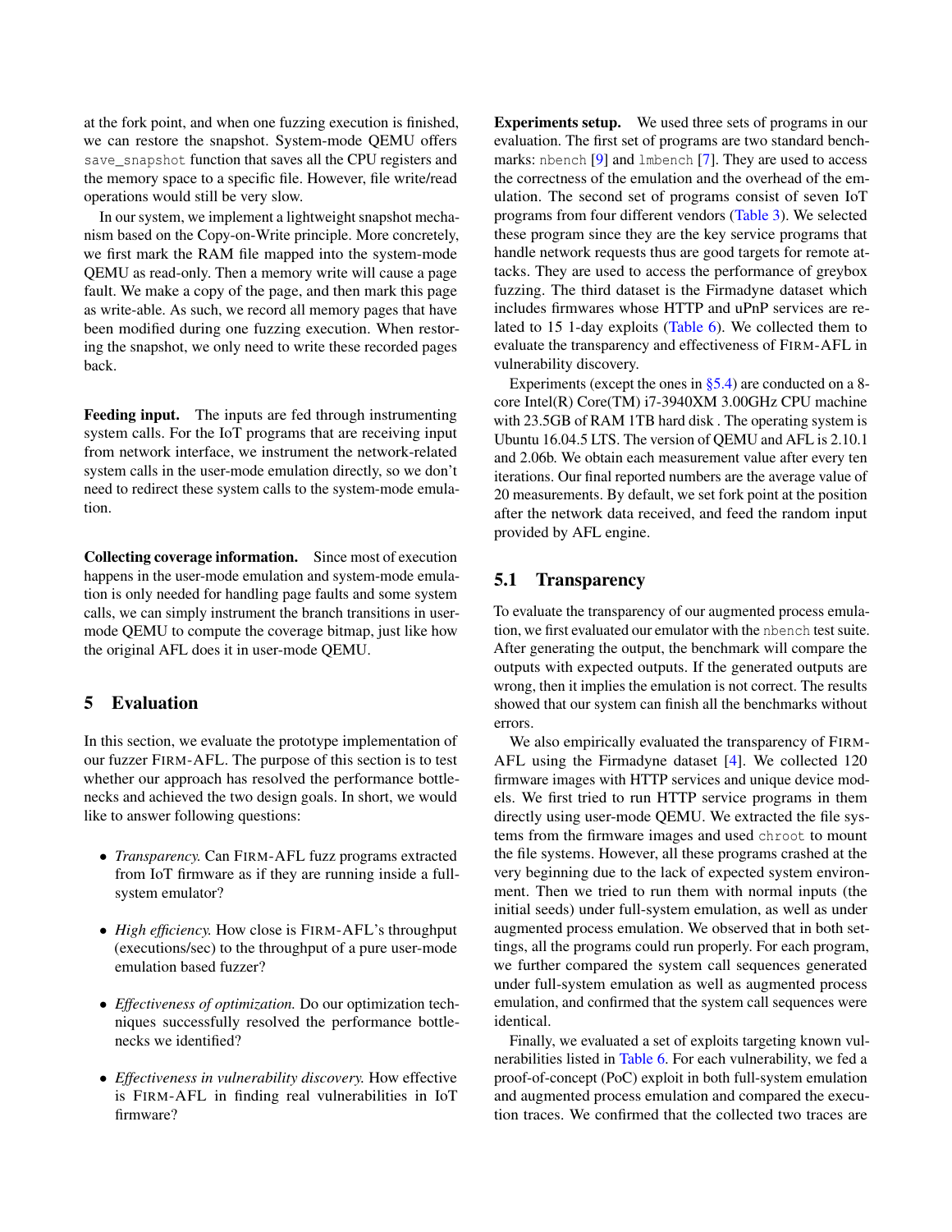at the fork point, and when one fuzzing execution is finished, we can restore the snapshot. System-mode QEMU offers `save_snapshot` function that saves all the CPU registers and the memory space to a specific file. However, file write/read operations would still be very slow.

In our system, we implement a lightweight snapshot mechanism based on the Copy-on-Write principle. More concretely, we first mark the RAM file mapped into the system-mode QEMU as read-only. Then a memory write will cause a page fault. We make a copy of the page, and then mark this page as write-able. As such, we record all memory pages that have been modified during one fuzzing execution. When restoring the snapshot, we only need to write these recorded pages back.

**Feeding input.** The inputs are fed through instrumenting system calls. For the IoT programs that are receiving input from network interface, we instrument the network-related system calls in the user-mode emulation directly, so we don't need to redirect these system calls to the system-mode emulation.

**Collecting coverage information.** Since most of execution happens in the user-mode emulation and system-mode emulation is only needed for handling page faults and some system calls, we can simply instrument the branch transitions in user-mode QEMU to compute the coverage bitmap, just like how the original AFL does it in user-mode QEMU.

## 5 Evaluation

In this section, we evaluate the prototype implementation of our fuzzer FIRM-AFL. The purpose of this section is to test whether our approach has resolved the performance bottlenecks and achieved the two design goals. In short, we would like to answer following questions:

- *Transparency.* Can FIRM-AFL fuzz programs extracted from IoT firmware as if they are running inside a full-system emulator?
- *High efficiency.* How close is FIRM-AFL's throughput (executions/sec) to the throughput of a pure user-mode emulation based fuzzer?
- *Effectiveness of optimization.* Do our optimization techniques successfully resolved the performance bottlenecks we identified?
- *Effectiveness in vulnerability discovery.* How effective is FIRM-AFL in finding real vulnerabilities in IoT firmware?

**Experiments setup.** We used three sets of programs in our evaluation. The first set of programs are two standard benchmarks: `nbench` [9] and `lmbench` [7]. They are used to access the correctness of the emulation and the overhead of the emulation. The second set of programs consist of seven IoT programs from four different vendors (Table 3). We selected these program since they are the key service programs that handle network requests thus are good targets for remote attacks. They are used to access the performance of greybox fuzzing. The third dataset is the Firmadyne dataset which includes firmwares whose HTTP and uPnP services are related to 15 1-day exploits (Table 6). We collected them to evaluate the transparency and effectiveness of FIRM-AFL in vulnerability discovery.

Experiments (except the ones in §5.4) are conducted on a 8-core Intel(R) Core(TM) i7-3940XM 3.00GHz CPU machine with 23.5GB of RAM 1TB hard disk . The operating system is Ubuntu 16.04.5 LTS. The version of QEMU and AFL is 2.10.1 and 2.06b. We obtain each measurement value after every ten iterations. Our final reported numbers are the average value of 20 measurements. By default, we set fork point at the position after the network data received, and feed the random input provided by AFL engine.

### 5.1 Transparency

To evaluate the transparency of our augmented process emulation, we first evaluated our emulator with the `nbench` test suite. After generating the output, the benchmark will compare the outputs with expected outputs. If the generated outputs are wrong, then it implies the emulation is not correct. The results showed that our system can finish all the benchmarks without errors.

We also empirically evaluated the transparency of FIRM-AFL using the Firmadyne dataset [4]. We collected 120 firmware images with HTTP services and unique device models. We first tried to run HTTP service programs in them directly using user-mode QEMU. We extracted the file systems from the firmware images and used `chroot` to mount the file systems. However, all these programs crashed at the very beginning due to the lack of expected system environment. Then we tried to run them with normal inputs (the initial seeds) under full-system emulation, as well as under augmented process emulation. We observed that in both settings, all the programs could run properly. For each program, we further compared the system call sequences generated under full-system emulation as well as augmented process emulation, and confirmed that the system call sequences were identical.

Finally, we evaluated a set of exploits targeting known vulnerabilities listed in Table 6. For each vulnerability, we fed a proof-of-concept (PoC) exploit in both full-system emulation and augmented process emulation and compared the execution traces. We confirmed that the collected two traces are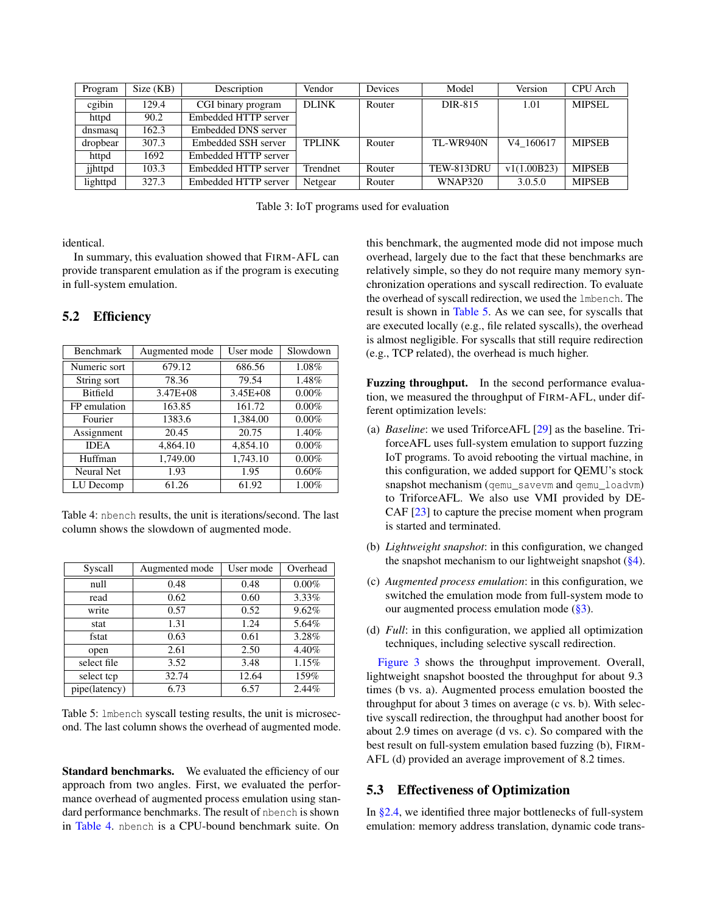| Program | Size (KB) | Description | Vendor | Devices | Model | Version | CPU Arch |
|---|---|---|---|---|---|---|---|
| cgibin | 129.4 | CGI binary program | DLINK | Router | DIR-815 | 1.01 | MIPSEL |
| httpd | 90.2 | Embedded HTTP server | | | | | |
| dnsmasq | 162.3 | Embedded DNS server | | | | | |
| dropbear | 307.3 | Embedded SSH server | TPLINK | Router | TL-WR940N | V4_160617 | MIPSEB |
| httpd | 1692 | Embedded HTTP server | | | | | |
| jjhttpd | 103.3 | Embedded HTTP server | Trendnet | Router | TEW-813DRU | v1(1.00B23) | MIPSEB |
| lighttpd | 327.3 | Embedded HTTP server | Netgear | Router | WNAP320 | 3.0.5.0 | MIPSEB |

Table 3: IoT programs used for evaluation

identical.

In summary, this evaluation showed that FIRM-AFL can provide transparent emulation as if the program is executing in full-system emulation.

## 5.2 Efficiency

| Benchmark | Augmented mode | User mode | Slowdown |
|---|---|---|---|
| Numeric sort | 679.12 | 686.56 | 1.08% |
| String sort | 78.36 | 79.54 | 1.48% |
| Bitfield | 3.47E+08 | 3.45E+08 | 0.00% |
| FP emulation | 163.85 | 161.72 | 0.00% |
| Fourier | 1383.6 | 1,384.00 | 0.00% |
| Assignment | 20.45 | 20.75 | 1.40% |
| IDEA | 4,864.10 | 4,854.10 | 0.00% |
| Huffman | 1,749.00 | 1,743.10 | 0.00% |
| Neural Net | 1.93 | 1.95 | 0.60% |
| LU Decomp | 61.26 | 61.92 | 1.00% |

Table 4: `nbench` results, the unit is iterations/second. The last column shows the slowdown of augmented mode.

| Syscall | Augmented mode | User mode | Overhead |
|---|---|---|---|
| null | 0.48 | 0.48 | 0.00% |
| read | 0.62 | 0.60 | 3.33% |
| write | 0.57 | 0.52 | 9.62% |
| stat | 1.31 | 1.24 | 5.64% |
| fstat | 0.63 | 0.61 | 3.28% |
| open | 2.61 | 2.50 | 4.40% |
| select file | 3.52 | 3.48 | 1.15% |
| select tcp | 32.74 | 12.64 | 159% |
| pipe(latency) | 6.73 | 6.57 | 2.44% |

Table 5: `lmbench` syscall testing results, the unit is microsecond. The last column shows the overhead of augmented mode.

**Standard benchmarks.** We evaluated the efficiency of our approach from two angles. First, we evaluated the performance overhead of augmented process emulation using standard performance benchmarks. The result of `nbench` is shown in Table 4. `nbench` is a CPU-bound benchmark suite. On this benchmark, the augmented mode did not impose much overhead, largely due to the fact that these benchmarks are relatively simple, so they do not require many memory synchronization operations and syscall redirection. To evaluate the overhead of syscall redirection, we used the `lmbench`. The result is shown in Table 5. As we can see, for syscalls that are executed locally (e.g., file related syscalls), the overhead is almost negligible. For syscalls that still require redirection (e.g., TCP related), the overhead is much higher.

**Fuzzing throughput.** In the second performance evaluation, we measured the throughput of FIRM-AFL, under different optimization levels:

(a) *Baseline*: we used TriforceAFL [29] as the baseline. TriforceAFL uses full-system emulation to support fuzzing IoT programs. To avoid rebooting the virtual machine, in this configuration, we added support for QEMU's stock snapshot mechanism (`qemu_savevm` and `qemu_loadvm`) to TriforceAFL. We also use VMI provided by DECAF [23] to capture the precise moment when program is started and terminated.

(b) *Lightweight snapshot*: in this configuration, we changed the snapshot mechanism to our lightweight snapshot (§4).

(c) *Augmented process emulation*: in this configuration, we switched the emulation mode from full-system mode to our augmented process emulation mode (§3).

(d) *Full*: in this configuration, we applied all optimization techniques, including selective syscall redirection.

Figure 3 shows the throughput improvement. Overall, lightweight snapshot boosted the throughput for about 9.3 times (b vs. a). Augmented process emulation boosted the throughput for about 3 times on average (c vs. b). With selective syscall redirection, the throughput had another boost for about 2.9 times on average (d vs. c). So compared with the best result on full-system emulation based fuzzing (b), FIRM-AFL (d) provided an average improvement of 8.2 times.

## 5.3 Effectiveness of Optimization

In §2.4, we identified three major bottlenecks of full-system emulation: memory address translation, dynamic code trans-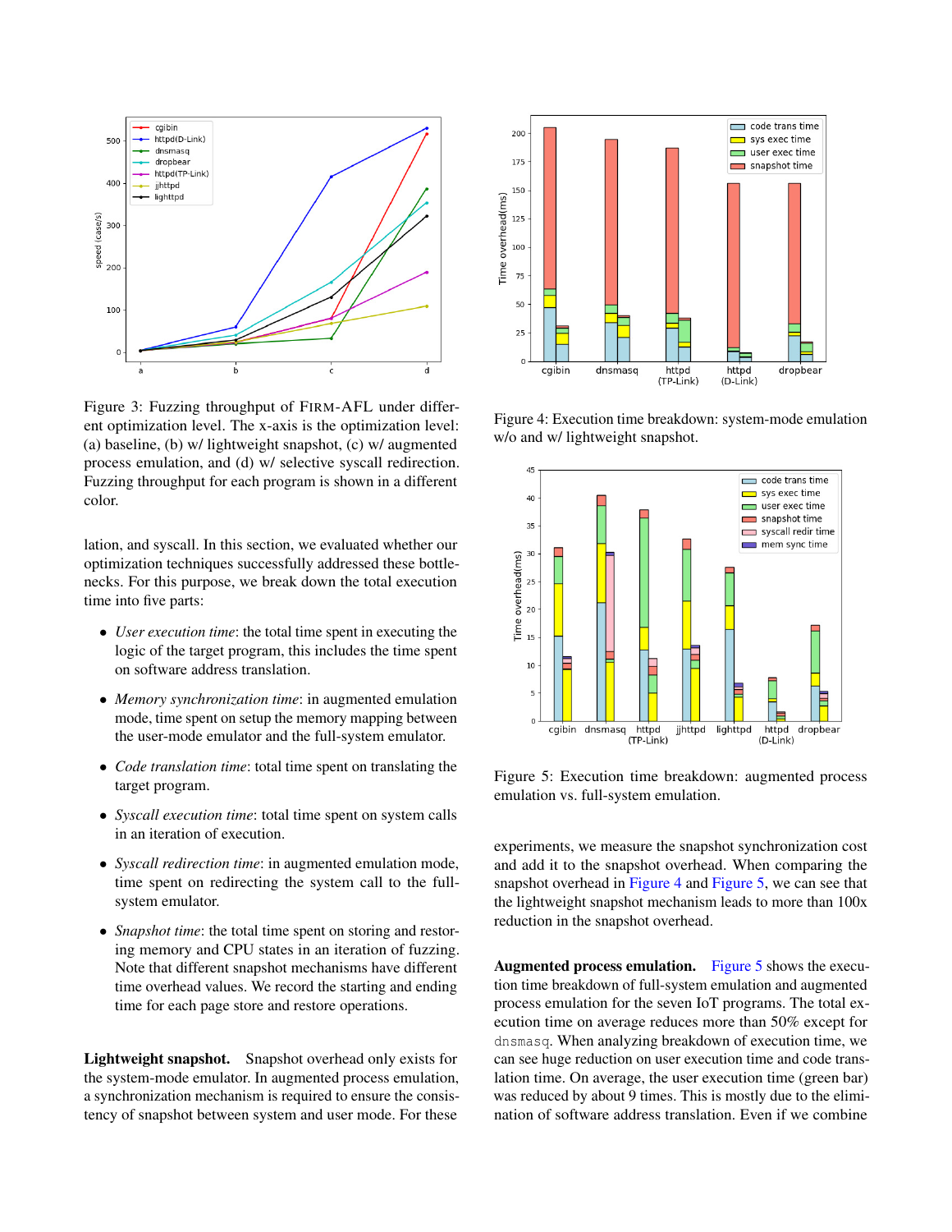Figure 3: Fuzzing throughput of FIRM-AFL under different optimization level. The x-axis is the optimization level: (a) baseline, (b) w/ lightweight snapshot, (c) w/ augmented process emulation, and (d) w/ selective syscall redirection. Fuzzing throughput for each program is shown in a different color.

Figure 4: Execution time breakdown: system-mode emulation w/o and w/ lightweight snapshot.

Figure 5: Execution time breakdown: augmented process emulation vs. full-system emulation.

lation, and syscall. In this section, we evaluated whether our optimization techniques successfully addressed these bottlenecks. For this purpose, we break down the total execution time into five parts:

- *User execution time*: the total time spent in executing the logic of the target program, this includes the time spent on software address translation.
- *Memory synchronization time*: in augmented emulation mode, time spent on setup the memory mapping between the user-mode emulator and the full-system emulator.
- *Code translation time*: total time spent on translating the target program.
- *Syscall execution time*: total time spent on system calls in an iteration of execution.
- *Syscall redirection time*: in augmented emulation mode, time spent on redirecting the system call to the full-system emulator.
- *Snapshot time*: the total time spent on storing and restoring memory and CPU states in an iteration of fuzzing. Note that different snapshot mechanisms have different time overhead values. We record the starting and ending time for each page store and restore operations.

**Lightweight snapshot.** Snapshot overhead only exists for the system-mode emulator. In augmented process emulation, a synchronization mechanism is required to ensure the consistency of snapshot between system and user mode. For these experiments, we measure the snapshot synchronization cost and add it to the snapshot overhead. When comparing the snapshot overhead in Figure 4 and Figure 5, we can see that the lightweight snapshot mechanism leads to more than 100x reduction in the snapshot overhead.

**Augmented process emulation.** Figure 5 shows the execution time breakdown of full-system emulation and augmented process emulation for the seven IoT programs. The total execution time on average reduces more than 50% except for `dnsmasq`. When analyzing breakdown of execution time, we can see huge reduction on user execution time and code translation time. On average, the user execution time (green bar) was reduced by about 9 times. This is mostly due to the elimination of software address translation. Even if we combine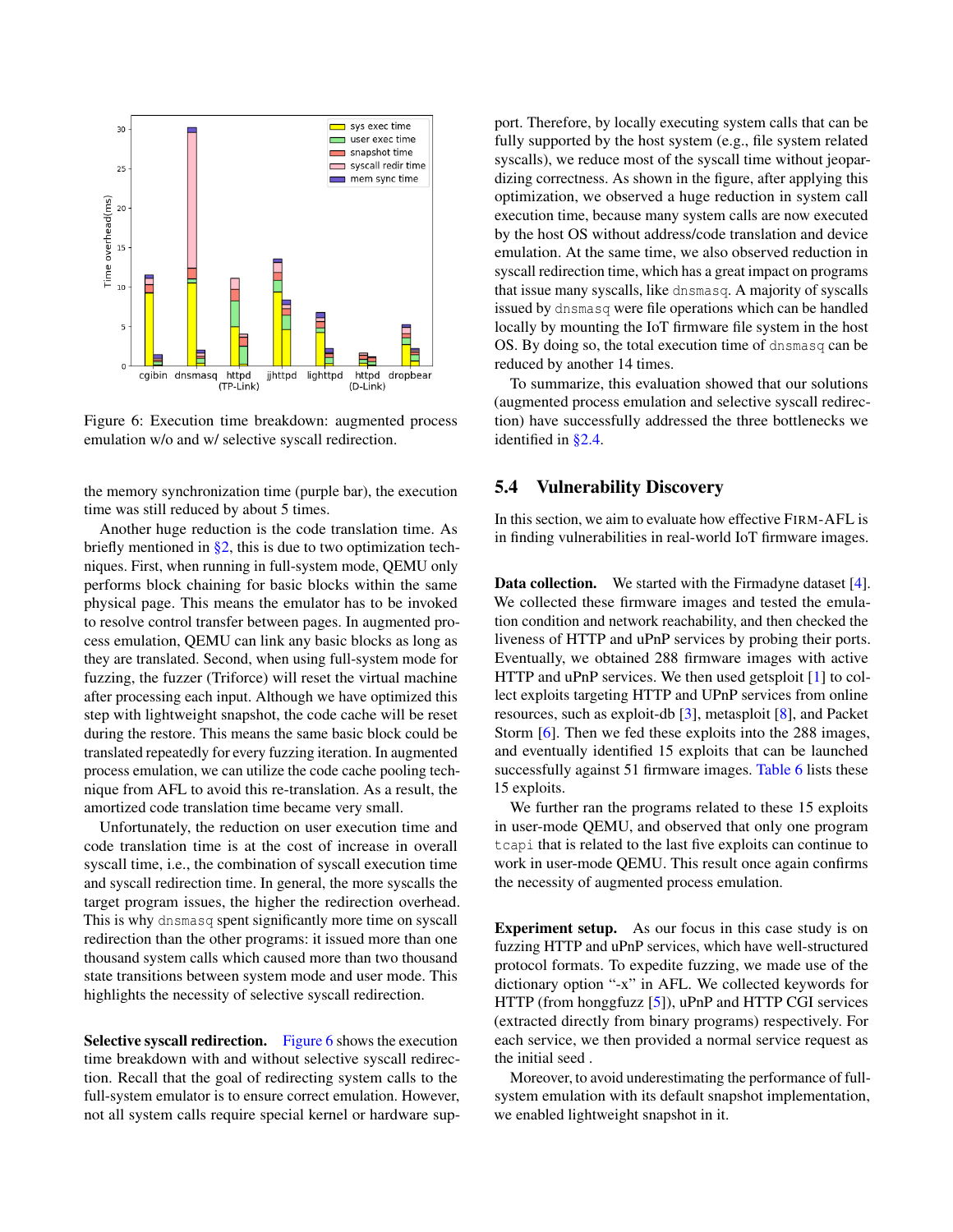Figure 6: Execution time breakdown: augmented process emulation w/o and w/ selective syscall redirection.

the memory synchronization time (purple bar), the execution time was still reduced by about 5 times.

Another huge reduction is the code translation time. As briefly mentioned in §2, this is due to two optimization techniques. First, when running in full-system mode, QEMU only performs block chaining for basic blocks within the same physical page. This means the emulator has to be invoked to resolve control transfer between pages. In augmented process emulation, QEMU can link any basic blocks as long as they are translated. Second, when using full-system mode for fuzzing, the fuzzer (Triforce) will reset the virtual machine after processing each input. Although we have optimized this step with lightweight snapshot, the code cache will be reset during the restore. This means the same basic block could be translated repeatedly for every fuzzing iteration. In augmented process emulation, we can utilize the code cache pooling technique from AFL to avoid this re-translation. As a result, the amortized code translation time became very small.

Unfortunately, the reduction on user execution time and code translation time is at the cost of increase in overall syscall time, i.e., the combination of syscall execution time and syscall redirection time. In general, the more syscalls the target program issues, the higher the redirection overhead. This is why `dnsmasq` spent significantly more time on syscall redirection than the other programs: it issued more than one thousand system calls which caused more than two thousand state transitions between system mode and user mode. This highlights the necessity of selective syscall redirection.

**Selective syscall redirection.** Figure 6 shows the execution time breakdown with and without selective syscall redirection. Recall that the goal of redirecting system calls to the full-system emulator is to ensure correct emulation. However, not all system calls require special kernel or hardware support. Therefore, by locally executing system calls that can be fully supported by the host system (e.g., file system related syscalls), we reduce most of the syscall time without jeopardizing correctness. As shown in the figure, after applying this optimization, we observed a huge reduction in system call execution time, because many system calls are now executed by the host OS without address/code translation and device emulation. At the same time, we also observed reduction in syscall redirection time, which has a great impact on programs that issue many syscalls, like `dnsmasq`. A majority of syscalls issued by `dnsmasq` were file operations which can be handled locally by mounting the IoT firmware file system in the host OS. By doing so, the total execution time of `dnsmasq` can be reduced by another 14 times.

To summarize, this evaluation showed that our solutions (augmented process emulation and selective syscall redirection) have successfully addressed the three bottlenecks we identified in §2.4.

## 5.4 Vulnerability Discovery

In this section, we aim to evaluate how effective FIRM-AFL is in finding vulnerabilities in real-world IoT firmware images.

**Data collection.** We started with the Firmadyne dataset [4]. We collected these firmware images and tested the emulation condition and network reachability, and then checked the liveness of HTTP and uPnP services by probing their ports. Eventually, we obtained 288 firmware images with active HTTP and uPnP services. We then used getsploit [1] to collect exploits targeting HTTP and UPnP services from online resources, such as exploit-db [3], metasploit [8], and Packet Storm [6]. Then we fed these exploits into the 288 images, and eventually identified 15 exploits that can be launched successfully against 51 firmware images. Table 6 lists these 15 exploits.

We further ran the programs related to these 15 exploits in user-mode QEMU, and observed that only one program `tcapi` that is related to the last five exploits can continue to work in user-mode QEMU. This result once again confirms the necessity of augmented process emulation.

**Experiment setup.** As our focus in this case study is on fuzzing HTTP and uPnP services, which have well-structured protocol formats. To expedite fuzzing, we made use of the dictionary option "-x" in AFL. We collected keywords for HTTP (from honggfuzz [5]), uPnP and HTTP CGI services (extracted directly from binary programs) respectively. For each service, we then provided a normal service request as the initial seed .

Moreover, to avoid underestimating the performance of full-system emulation with its default snapshot implementation, we enabled lightweight snapshot in it.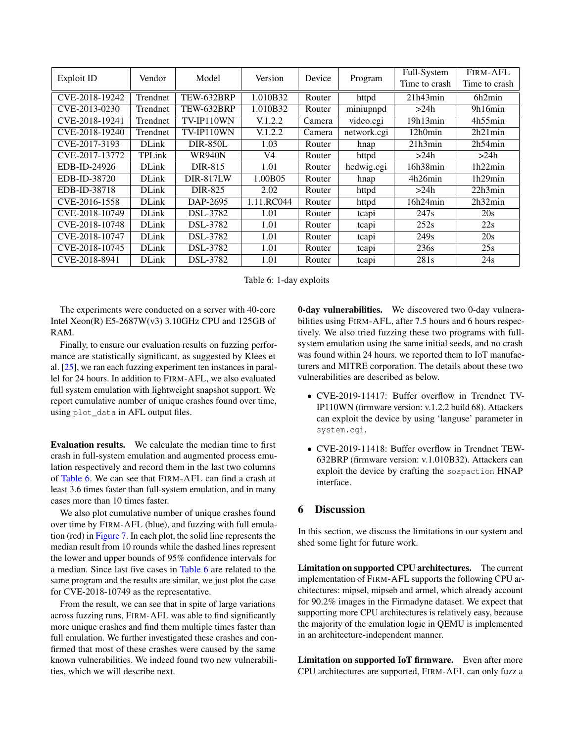| Exploit ID | Vendor | Model | Version | Device | Program | Full-System Time to crash | FIRM-AFL Time to crash |
|---|---|---|---|---|---|---|---|
| CVE-2018-19242 | Trendnet | TEW-632BRP | 1.010B32 | Router | httpd | 21h43min | 6h2min |
| CVE-2013-0230 | Trendnet | TEW-632BRP | 1.010B32 | Router | miniupnpd | >24h | 9h16min |
| CVE-2018-19241 | Trendnet | TV-IP110WN | V.1.2.2 | Camera | video.cgi | 19h13min | 4h55min |
| CVE-2018-19240 | Trendnet | TV-IP110WN | V.1.2.2 | Camera | network.cgi | 12h0min | 2h21min |
| CVE-2017-3193 | DLink | DIR-850L | 1.03 | Router | hnap | 21h3min | 2h54min |
| CVE-2017-13772 | TPLink | WR940N | V4 | Router | httpd | >24h | >24h |
| EDB-ID-24926 | DLink | DIR-815 | 1.01 | Router | hedwig.cgi | 16h38min | 1h22min |
| EDB-ID-38720 | DLink | DIR-817LW | 1.00B05 | Router | hnap | 4h26min | 1h29min |
| EDB-ID-38718 | DLink | DIR-825 | 2.02 | Router | httpd | >24h | 22h3min |
| CVE-2016-1558 | DLink | DAP-2695 | 1.11.RC044 | Router | httpd | 16h24min | 2h32min |
| CVE-2018-10749 | DLink | DSL-3782 | 1.01 | Router | tcapi | 247s | 20s |
| CVE-2018-10748 | DLink | DSL-3782 | 1.01 | Router | tcapi | 252s | 22s |
| CVE-2018-10747 | DLink | DSL-3782 | 1.01 | Router | tcapi | 249s | 20s |
| CVE-2018-10745 | DLink | DSL-3782 | 1.01 | Router | tcapi | 236s | 25s |
| CVE-2018-8941 | DLink | DSL-3782 | 1.01 | Router | tcapi | 281s | 24s |

Table 6: 1-day exploits

The experiments were conducted on a server with 40-core Intel Xeon(R) E5-2687W(v3) 3.10GHz CPU and 125GB of RAM.

Finally, to ensure our evaluation results on fuzzing performance are statistically significant, as suggested by Klees et al. [25], we ran each fuzzing experiment ten instances in parallel for 24 hours. In addition to FIRM-AFL, we also evaluated full system emulation with lightweight snapshot support. We report cumulative number of unique crashes found over time, using `plot_data` in AFL output files.

**Evaluation results.** We calculate the median time to first crash in full-system emulation and augmented process emulation respectively and record them in the last two columns of Table 6. We can see that FIRM-AFL can find a crash at least 3.6 times faster than full-system emulation, and in many cases more than 10 times faster.

We also plot cumulative number of unique crashes found over time by FIRM-AFL (blue), and fuzzing with full emulation (red) in Figure 7. In each plot, the solid line represents the median result from 10 rounds while the dashed lines represent the lower and upper bounds of 95% confidence intervals for a median. Since last five cases in Table 6 are related to the same program and the results are similar, we just plot the case for CVE-2018-10749 as the representative.

From the result, we can see that in spite of large variations across fuzzing runs, FIRM-AFL was able to find significantly more unique crashes and find them multiple times faster than full emulation. We further investigated these crashes and confirmed that most of these crashes were caused by the same known vulnerabilities. We indeed found two new vulnerabilities, which we will describe next.

**0-day vulnerabilities.** We discovered two 0-day vulnerabilities using FIRM-AFL, after 7.5 hours and 6 hours respectively. We also tried fuzzing these two programs with full-system emulation using the same initial seeds, and no crash was found within 24 hours. we reported them to IoT manufacturers and MITRE corporation. The details about these two vulnerabilities are described as below.

- CVE-2019-11417: Buffer overflow in Trendnet TV-IP110WN (firmware version: v.1.2.2 build 68). Attackers can exploit the device by using 'languse' parameter in `system.cgi`.
- CVE-2019-11418: Buffer overflow in Trendnet TEW-632BRP (firmware version: v.1.010B32). Attackers can exploit the device by crafting the `soapaction` HNAP interface.

## 6 Discussion

In this section, we discuss the limitations in our system and shed some light for future work.

**Limitation on supported CPU architectures.** The current implementation of FIRM-AFL supports the following CPU architectures: mipsel, mipseb and armel, which already account for 90.2% images in the Firmadyne dataset. We expect that supporting more CPU architectures is relatively easy, because the majority of the emulation logic in QEMU is implemented in an architecture-independent manner.

**Limitation on supported IoT firmware.** Even after more CPU architectures are supported, FIRM-AFL can only fuzz a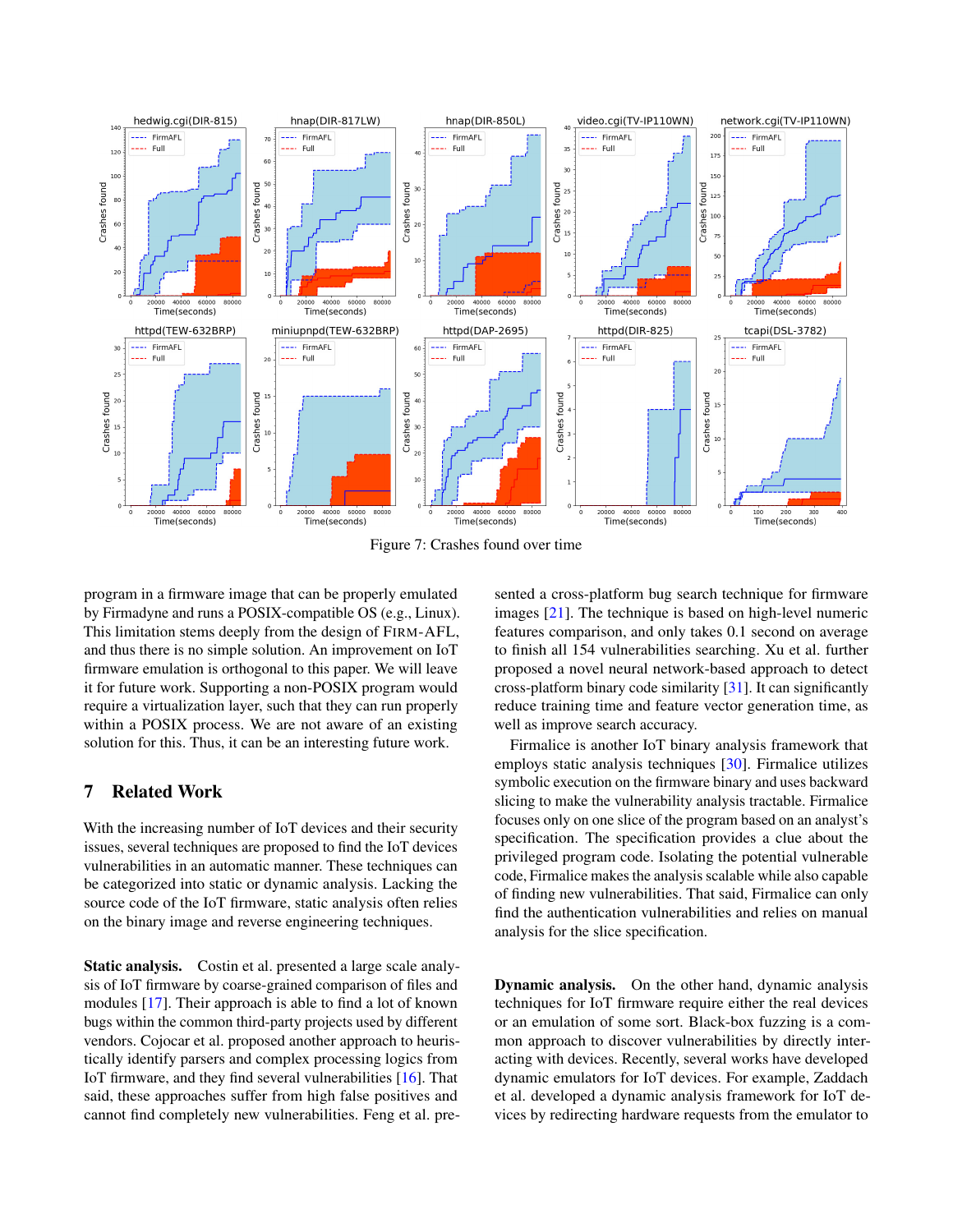Figure 7: Crashes found over time

program in a firmware image that can be properly emulated by Firmadyne and runs a POSIX-compatible OS (e.g., Linux). This limitation stems deeply from the design of FIRM-AFL, and thus there is no simple solution. An improvement on IoT firmware emulation is orthogonal to this paper. We will leave it for future work. Supporting a non-POSIX program would require a virtualization layer, such that they can run properly within a POSIX process. We are not aware of an existing solution for this. Thus, it can be an interesting future work.

## 7 Related Work

With the increasing number of IoT devices and their security issues, several techniques are proposed to find the IoT devices vulnerabilities in an automatic manner. These techniques can be categorized into static or dynamic analysis. Lacking the source code of the IoT firmware, static analysis often relies on the binary image and reverse engineering techniques.

**Static analysis.** Costin et al. presented a large scale analysis of IoT firmware by coarse-grained comparison of files and modules [17]. Their approach is able to find a lot of known bugs within the common third-party projects used by different vendors. Cojocar et al. proposed another approach to heuristically identify parsers and complex processing logics from IoT firmware, and they find several vulnerabilities [16]. That said, these approaches suffer from high false positives and cannot find completely new vulnerabilities. Feng et al. presented a cross-platform bug search technique for firmware images [21]. The technique is based on high-level numeric features comparison, and only takes 0.1 second on average to finish all 154 vulnerabilities searching. Xu et al. further proposed a novel neural network-based approach to detect cross-platform binary code similarity [31]. It can significantly reduce training time and feature vector generation time, as well as improve search accuracy.

Firmalice is another IoT binary analysis framework that employs static analysis techniques [30]. Firmalice utilizes symbolic execution on the firmware binary and uses backward slicing to make the vulnerability analysis tractable. Firmalice focuses only on one slice of the program based on an analyst's specification. The specification provides a clue about the privileged program code. Isolating the potential vulnerable code, Firmalice makes the analysis scalable while also capable of finding new vulnerabilities. That said, Firmalice can only find the authentication vulnerabilities and relies on manual analysis for the slice specification.

**Dynamic analysis.** On the other hand, dynamic analysis techniques for IoT firmware require either the real devices or an emulation of some sort. Black-box fuzzing is a common approach to discover vulnerabilities by directly interacting with devices. Recently, several works have developed dynamic emulators for IoT devices. For example, Zaddach et al. developed a dynamic analysis framework for IoT devices by redirecting hardware requests from the emulator to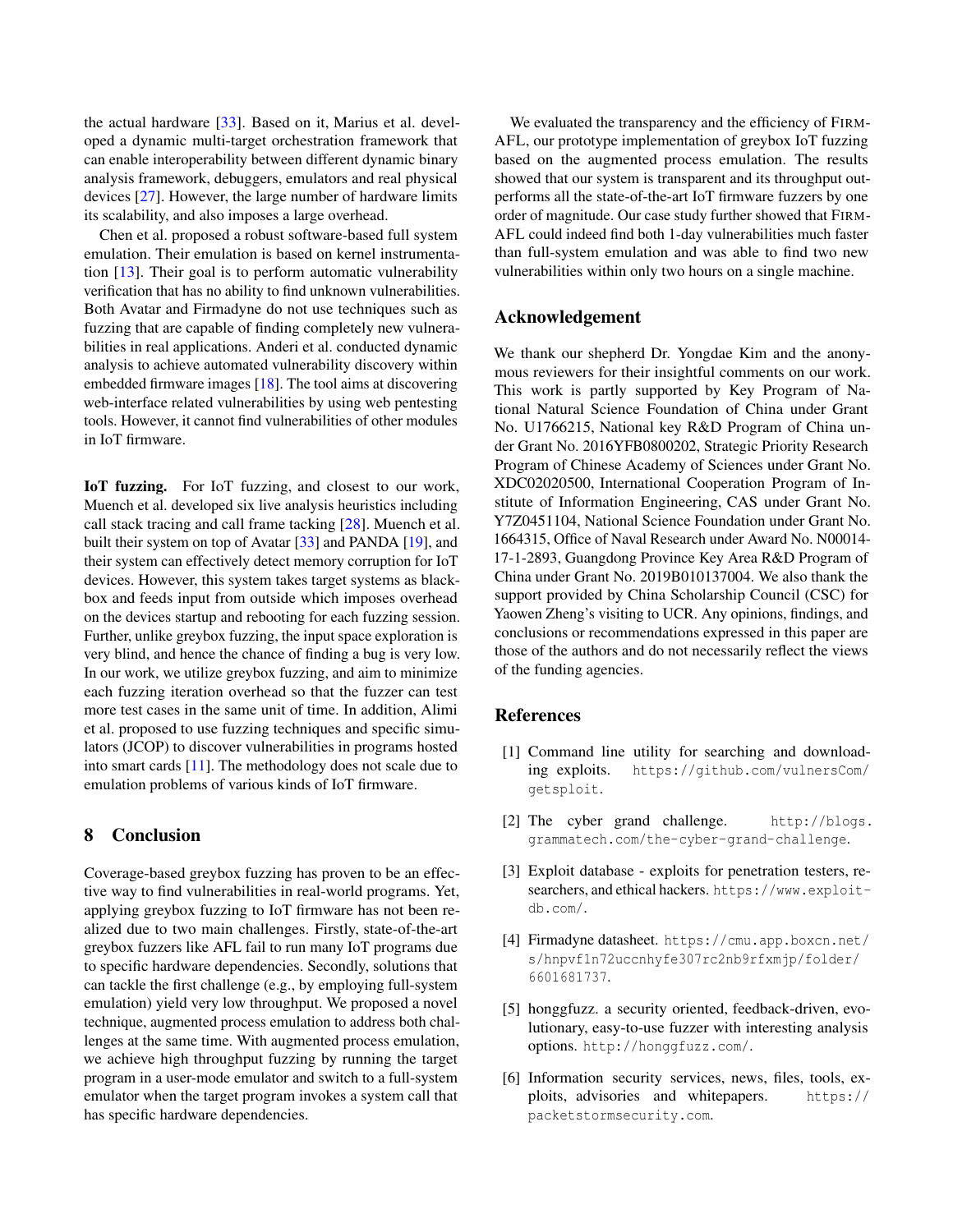the actual hardware [33]. Based on it, Marius et al. developed a dynamic multi-target orchestration framework that can enable interoperability between different dynamic binary analysis framework, debuggers, emulators and real physical devices [27]. However, the large number of hardware limits its scalability, and also imposes a large overhead.

Chen et al. proposed a robust software-based full system emulation. Their emulation is based on kernel instrumentation [13]. Their goal is to perform automatic vulnerability verification that has no ability to find unknown vulnerabilities. Both Avatar and Firmadyne do not use techniques such as fuzzing that are capable of finding completely new vulnerabilities in real applications. Anderi et al. conducted dynamic analysis to achieve automated vulnerability discovery within embedded firmware images [18]. The tool aims at discovering web-interface related vulnerabilities by using web pentesting tools. However, it cannot find vulnerabilities of other modules in IoT firmware.

**IoT fuzzing.** For IoT fuzzing, and closest to our work, Muench et al. developed six live analysis heuristics including call stack tracing and call frame tacking [28]. Muench et al. built their system on top of Avatar [33] and PANDA [19], and their system can effectively detect memory corruption for IoT devices. However, this system takes target systems as blackbox and feeds input from outside which imposes overhead on the devices startup and rebooting for each fuzzing session. Further, unlike greybox fuzzing, the input space exploration is very blind, and hence the chance of finding a bug is very low. In our work, we utilize greybox fuzzing, and aim to minimize each fuzzing iteration overhead so that the fuzzer can test more test cases in the same unit of time. In addition, Alimi et al. proposed to use fuzzing techniques and specific simulators (JCOP) to discover vulnerabilities in programs hosted into smart cards [11]. The methodology does not scale due to emulation problems of various kinds of IoT firmware.

## 8 Conclusion

Coverage-based greybox fuzzing has proven to be an effective way to find vulnerabilities in real-world programs. Yet, applying greybox fuzzing to IoT firmware has not been realized due to two main challenges. Firstly, state-of-the-art greybox fuzzers like AFL fail to run many IoT programs due to specific hardware dependencies. Secondly, solutions that can tackle the first challenge (e.g., by employing full-system emulation) yield very low throughput. We proposed a novel technique, augmented process emulation to address both challenges at the same time. With augmented process emulation, we achieve high throughput fuzzing by running the target program in a user-mode emulator and switch to a full-system emulator when the target program invokes a system call that has specific hardware dependencies.

We evaluated the transparency and the efficiency of FIRM-AFL, our prototype implementation of greybox IoT fuzzing based on the augmented process emulation. The results showed that our system is transparent and its throughput outperforms all the state-of-the-art IoT firmware fuzzers by one order of magnitude. Our case study further showed that FIRM-AFL could indeed find both 1-day vulnerabilities much faster than full-system emulation and was able to find two new vulnerabilities within only two hours on a single machine.

## Acknowledgement

We thank our shepherd Dr. Yongdae Kim and the anonymous reviewers for their insightful comments on our work. This work is partly supported by Key Program of National Natural Science Foundation of China under Grant No. U1766215, National key R&D Program of China under Grant No. 2016YFB0800202, Strategic Priority Research Program of Chinese Academy of Sciences under Grant No. XDC02020500, International Cooperation Program of Institute of Information Engineering, CAS under Grant No. Y7Z0451104, National Science Foundation under Grant No. 1664315, Office of Naval Research under Award No. N00014-17-1-2893, Guangdong Province Key Area R&D Program of China under Grant No. 2019B010137004. We also thank the support provided by China Scholarship Council (CSC) for Yaowen Zheng's visiting to UCR. Any opinions, findings, and conclusions or recommendations expressed in this paper are those of the authors and do not necessarily reflect the views of the funding agencies.

## References

[1] Command line utility for searching and downloading exploits. https://github.com/vulnersCom/getsploit.

[2] The cyber grand challenge. http://blogs.grammatech.com/the-cyber-grand-challenge.

[3] Exploit database - exploits for penetration testers, researchers, and ethical hackers. https://www.exploit-db.com/.

[4] Firmadyne datasheet. https://cmu.app.boxcn.net/s/hnpvf1n72uccnhyfe307rc2nb9rfxmjp/folder/6601681737.

[5] honggfuzz. a security oriented, feedback-driven, evolutionary, easy-to-use fuzzer with interesting analysis options. http://honggfuzz.com/.

[6] Information security services, news, files, tools, exploits, advisories and whitepapers. https://packetstormsecurity.com.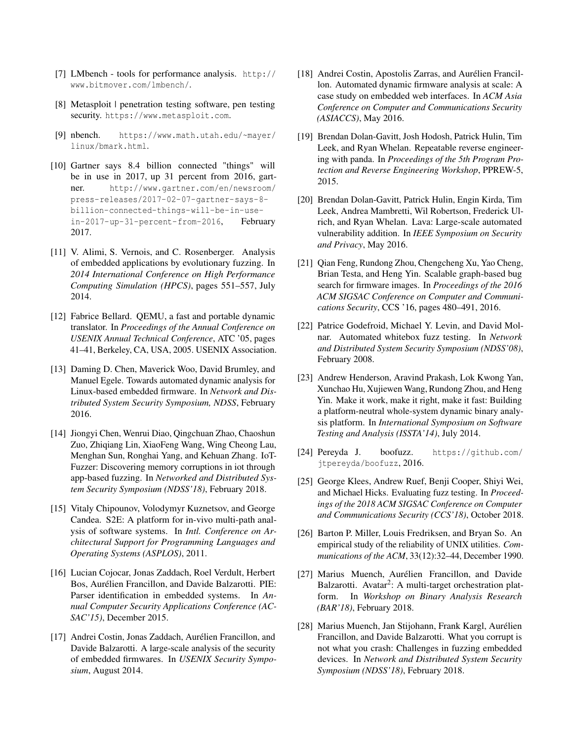[7] LMbench - tools for performance analysis. http://www.bitmover.com/lmbench/.

[8] Metasploit | penetration testing software, pen testing security. https://www.metasploit.com.

[9] nbench. https://www.math.utah.edu/~mayer/linux/bmark.html.

[10] Gartner says 8.4 billion connected "things" will be in use in 2017, up 31 percent from 2016, gartner. http://www.gartner.com/en/newsroom/press-releases/2017-02-07-gartner-says-8-billion-connected-things-will-be-in-use-in-2017-up-31-percent-from-2016, February 2017.

[11] V. Alimi, S. Vernois, and C. Rosenberger. Analysis of embedded applications by evolutionary fuzzing. In *2014 International Conference on High Performance Computing Simulation (HPCS)*, pages 551–557, July 2014.

[12] Fabrice Bellard. QEMU, a fast and portable dynamic translator. In *Proceedings of the Annual Conference on USENIX Annual Technical Conference*, ATC '05, pages 41–41, Berkeley, CA, USA, 2005. USENIX Association.

[13] Daming D. Chen, Maverick Woo, David Brumley, and Manuel Egele. Towards automated dynamic analysis for Linux-based embedded firmware. In *Network and Distributed System Security Symposium, NDSS*, February 2016.

[14] Jiongyi Chen, Wenrui Diao, Qingchuan Zhao, Chaoshun Zuo, Zhiqiang Lin, XiaoFeng Wang, Wing Cheong Lau, Menghan Sun, Ronghai Yang, and Kehuan Zhang. IoTFuzzer: Discovering memory corruptions in iot through app-based fuzzing. In *Networked and Distributed System Security Symposium (NDSS'18)*, February 2018.

[15] Vitaly Chipounov, Volodymyr Kuznetsov, and George Candea. S2E: A platform for in-vivo multi-path analysis of software systems. In *Intl. Conference on Architectural Support for Programming Languages and Operating Systems (ASPLOS)*, 2011.

[16] Lucian Cojocar, Jonas Zaddach, Roel Verdult, Herbert Bos, Aurélien Francillon, and Davide Balzarotti. PIE: Parser identification in embedded systems. In *Annual Computer Security Applications Conference (ACSAC'15)*, December 2015.

[17] Andrei Costin, Jonas Zaddach, Aurélien Francillon, and Davide Balzarotti. A large-scale analysis of the security of embedded firmwares. In *USENIX Security Symposium*, August 2014.

[18] Andrei Costin, Apostolis Zarras, and Aurélien Francillon. Automated dynamic firmware analysis at scale: A case study on embedded web interfaces. In *ACM Asia Conference on Computer and Communications Security (ASIACCS)*, May 2016.

[19] Brendan Dolan-Gavitt, Josh Hodosh, Patrick Hulin, Tim Leek, and Ryan Whelan. Repeatable reverse engineering with panda. In *Proceedings of the 5th Program Protection and Reverse Engineering Workshop*, PPREW-5, 2015.

[20] Brendan Dolan-Gavitt, Patrick Hulin, Engin Kirda, Tim Leek, Andrea Mambretti, Wil Robertson, Frederick Ulrich, and Ryan Whelan. Lava: Large-scale automated vulnerability addition. In *IEEE Symposium on Security and Privacy*, May 2016.

[21] Qian Feng, Rundong Zhou, Chengcheng Xu, Yao Cheng, Brian Testa, and Heng Yin. Scalable graph-based bug search for firmware images. In *Proceedings of the 2016 ACM SIGSAC Conference on Computer and Communications Security*, CCS '16, pages 480–491, 2016.

[22] Patrice Godefroid, Michael Y. Levin, and David Molnar. Automated whitebox fuzz testing. In *Network and Distributed System Security Symposium (NDSS'08)*, February 2008.

[23] Andrew Henderson, Aravind Prakash, Lok Kwong Yan, Xunchao Hu, Xujiewen Wang, Rundong Zhou, and Heng Yin. Make it work, make it right, make it fast: Building a platform-neutral whole-system dynamic binary analysis platform. In *International Symposium on Software Testing and Analysis (ISSTA'14)*, July 2014.

[24] Pereyda J. boofuzz. https://github.com/jtpereyda/boofuzz, 2016.

[25] George Klees, Andrew Ruef, Benji Cooper, Shiyi Wei, and Michael Hicks. Evaluating fuzz testing. In *Proceedings of the 2018 ACM SIGSAC Conference on Computer and Communications Security (CCS'18)*, October 2018.

[26] Barton P. Miller, Louis Fredriksen, and Bryan So. An empirical study of the reliability of UNIX utilities. *Communications of the ACM*, 33(12):32–44, December 1990.

[27] Marius Muench, Aurélien Francillon, and Davide Balzarotti. Avatar$^2$: A multi-target orchestration platform. In *Workshop on Binary Analysis Research (BAR'18)*, February 2018.

[28] Marius Muench, Jan Stijohann, Frank Kargl, Aurélien Francillon, and Davide Balzarotti. What you corrupt is not what you crash: Challenges in fuzzing embedded devices. In *Network and Distributed System Security Symposium (NDSS'18)*, February 2018.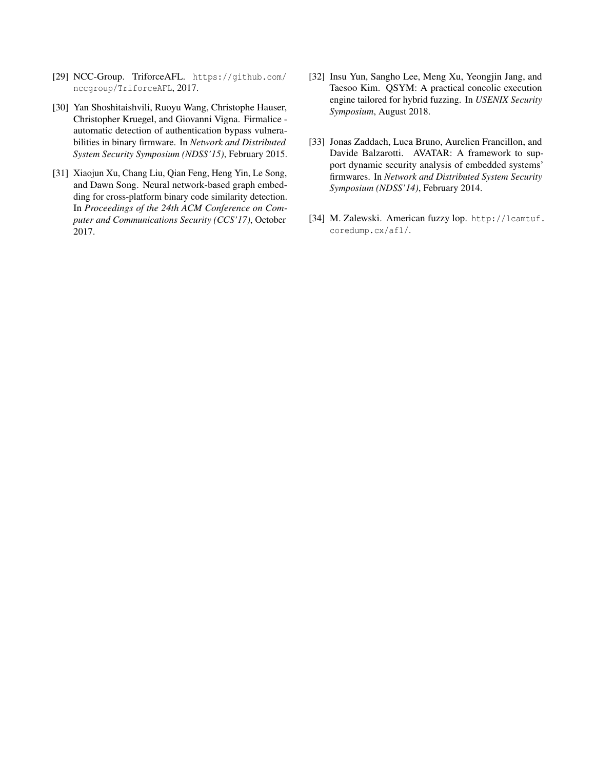[29] NCC-Group. TriforceAFL. https://github.com/nccgroup/TriforceAFL, 2017.

[30] Yan Shoshitaishvili, Ruoyu Wang, Christophe Hauser, Christopher Kruegel, and Giovanni Vigna. Firmalice - automatic detection of authentication bypass vulnerabilities in binary firmware. In *Network and Distributed System Security Symposium (NDSS'15)*, February 2015.

[31] Xiaojun Xu, Chang Liu, Qian Feng, Heng Yin, Le Song, and Dawn Song. Neural network-based graph embedding for cross-platform binary code similarity detection. In *Proceedings of the 24th ACM Conference on Computer and Communications Security (CCS'17)*, October 2017.

[32] Insu Yun, Sangho Lee, Meng Xu, Yeongjin Jang, and Taesoo Kim. QSYM: A practical concolic execution engine tailored for hybrid fuzzing. In *USENIX Security Symposium*, August 2018.

[33] Jonas Zaddach, Luca Bruno, Aurelien Francillon, and Davide Balzarotti. AVATAR: A framework to support dynamic security analysis of embedded systems' firmwares. In *Network and Distributed System Security Symposium (NDSS'14)*, February 2014.

[34] M. Zalewski. American fuzzy lop. http://lcamtuf.coredump.cx/afl/.